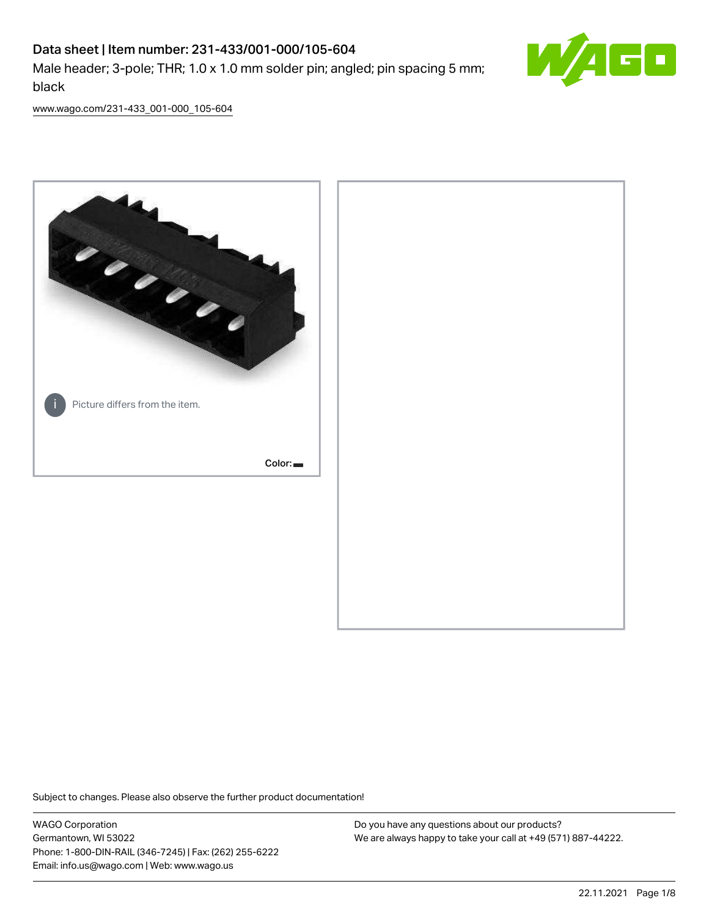# Data sheet | Item number: 231-433/001-000/105-604

Male header; 3-pole; THR; 1.0 x 1.0 mm solder pin; angled; pin spacing 5 mm; black

www.wago.com/231-433_001-000_105-604

Picture differs from the item.

Color:

Subject to changes. Please also observe the further product documentation!

WAGO Corporation
Germantown, WI 53022
Phone: 1-800-DIN-RAIL (346-7245) | Fax: (262) 255-6222
Email: info.us@wago.com | Web: www.wago.us

Do you have any questions about our products?
We are always happy to take your call at +49 (571) 887-44222.

22.11.2021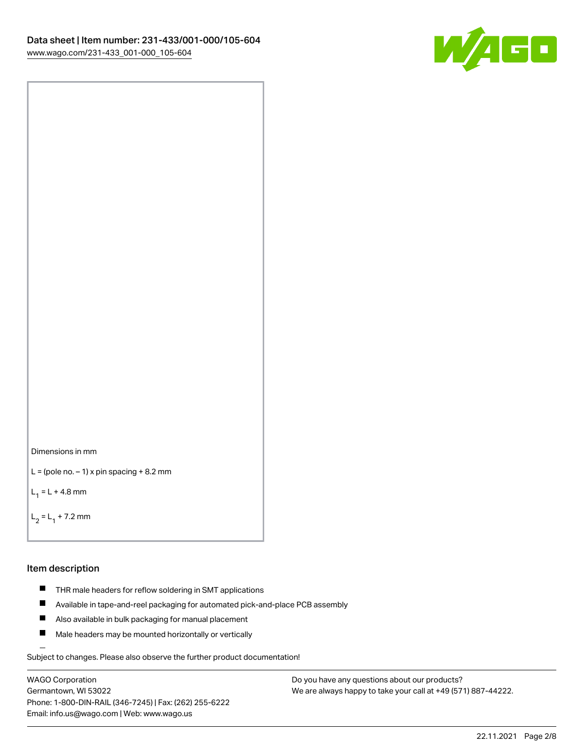Dimensions in mm

L = (pole no. – 1) x pin spacing + 8.2 mm

$L_1$ = L + 4.8 mm

$L_2$ = $L_1$ + 7.2 mm

## Item description

- THR male headers for reflow soldering in SMT applications
- Available in tape-and-reel packaging for automated pick-and-place PCB assembly
- Also available in bulk packaging for manual placement
- Male headers may be mounted horizontally or vertically

Subject to changes. Please also observe the further product documentation!

WAGO Corporation
Germantown, WI 53022
Phone: 1-800-DIN-RAIL (346-7245) | Fax: (262) 255-6222
Email: info.us@wago.com | Web: www.wago.us

Do you have any questions about our products?
We are always happy to take your call at +49 (571) 887-44222.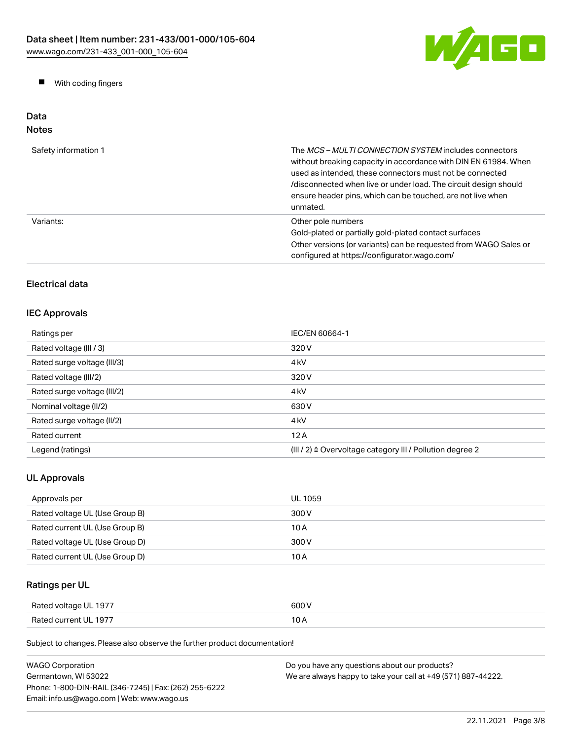- With coding fingers

## Data

### Notes

| | |
|---|---|
| Safety information 1 | The *MCS – MULTI CONNECTION SYSTEM* includes connectors without breaking capacity in accordance with DIN EN 61984. When used as intended, these connectors must not be connected /disconnected when live or under load. The circuit design should ensure header pins, which can be touched, are not live when unmated. |
| Variants: | Other pole numbers<br>Gold-plated or partially gold-plated contact surfaces<br>Other versions (or variants) can be requested from WAGO Sales or configured at https://configurator.wago.com/ |

## Electrical data

### IEC Approvals

| | |
|---|---|
| Ratings per | IEC/EN 60664-1 |
| Rated voltage (III / 3) | 320 V |
| Rated surge voltage (III/3) | 4 kV |
| Rated voltage (III/2) | 320 V |
| Rated surge voltage (III/2) | 4 kV |
| Nominal voltage (II/2) | 630 V |
| Rated surge voltage (II/2) | 4 kV |
| Rated current | 12 A |
| Legend (ratings) | (III / 2) ≙ Overvoltage category III / Pollution degree 2 |

### UL Approvals

| | |
|---|---|
| Approvals per | UL 1059 |
| Rated voltage UL (Use Group B) | 300 V |
| Rated current UL (Use Group B) | 10 A |
| Rated voltage UL (Use Group D) | 300 V |
| Rated current UL (Use Group D) | 10 A |

### Ratings per UL

| | |
|---|---|
| Rated voltage UL 1977 | 600 V |
| Rated current UL 1977 | 10 A |

Subject to changes. Please also observe the further product documentation!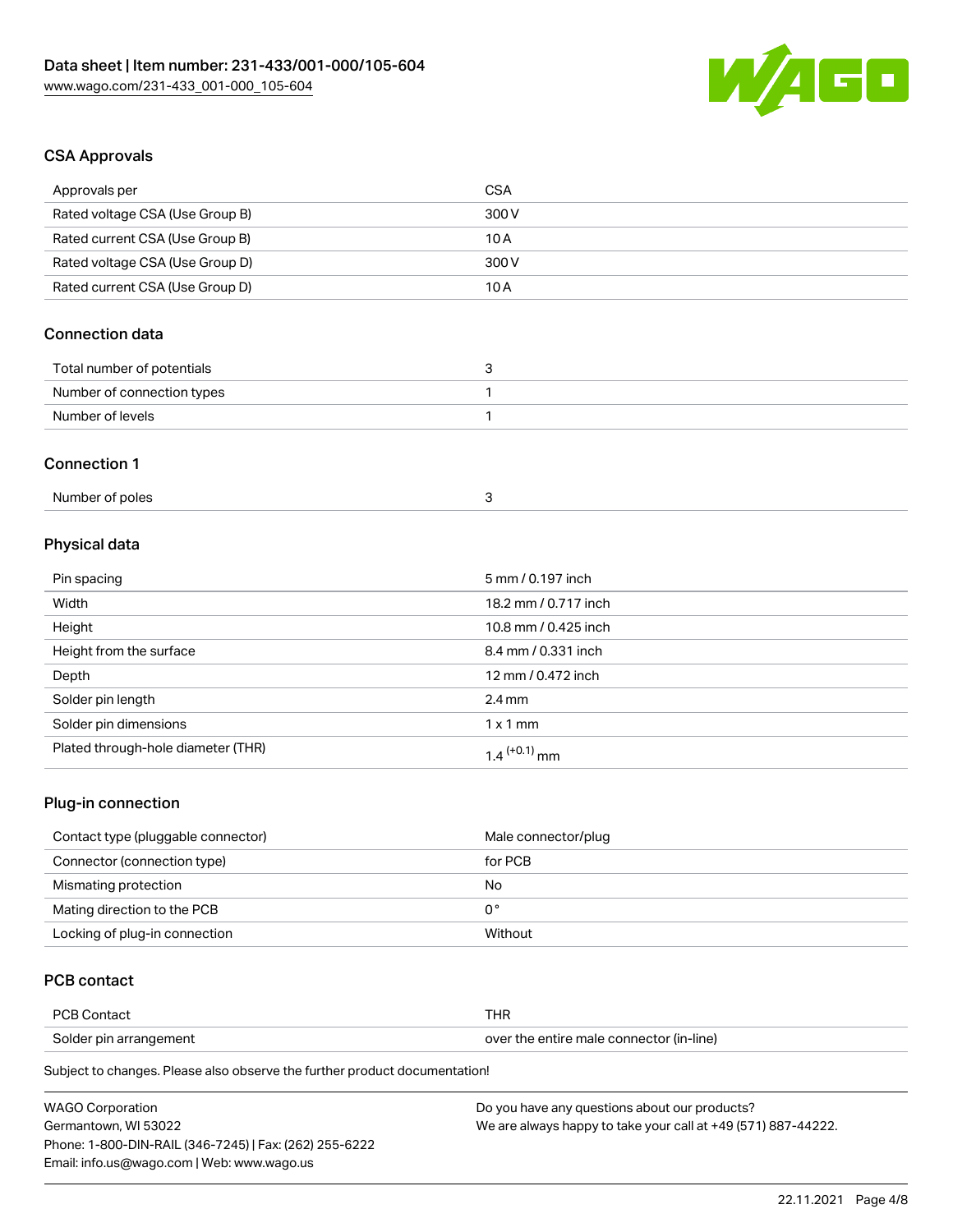## CSA Approvals

| | |
|---|---|
| Approvals per | CSA |
| Rated voltage CSA (Use Group B) | 300 V |
| Rated current CSA (Use Group B) | 10 A |
| Rated voltage CSA (Use Group D) | 300 V |
| Rated current CSA (Use Group D) | 10 A |

## Connection data

| | |
|---|---|
| Total number of potentials | 3 |
| Number of connection types | 1 |
| Number of levels | 1 |

## Connection 1

| | |
|---|---|
| Number of poles | 3 |

## Physical data

| | |
|---|---|
| Pin spacing | 5 mm / 0.197 inch |
| Width | 18.2 mm / 0.717 inch |
| Height | 10.8 mm / 0.425 inch |
| Height from the surface | 8.4 mm / 0.331 inch |
| Depth | 12 mm / 0.472 inch |
| Solder pin length | 2.4 mm |
| Solder pin dimensions | 1 x 1 mm |
| Plated through-hole diameter (THR) | $1.4^{(+0.1)}$ mm |

## Plug-in connection

| | |
|---|---|
| Contact type (pluggable connector) | Male connector/plug |
| Connector (connection type) | for PCB |
| Mismating protection | No |
| Mating direction to the PCB | 0 ° |
| Locking of plug-in connection | Without |

## PCB contact

| | |
|---|---|
| PCB Contact | THR |
| Solder pin arrangement | over the entire male connector (in-line) |

Subject to changes. Please also observe the further product documentation!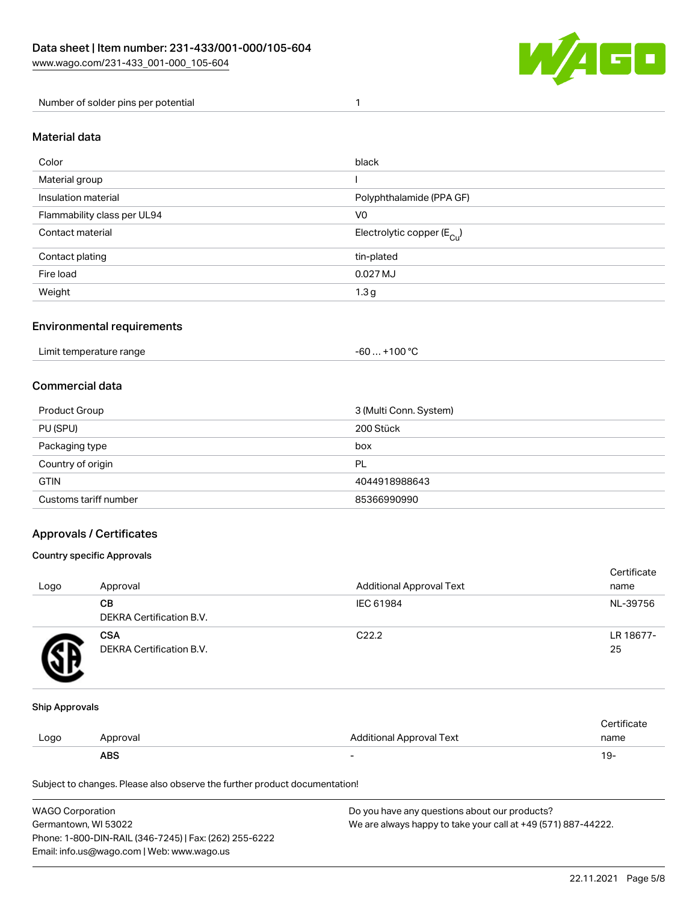| Number of solder pins per potential | 1 |
| --- | --- |

## Material data

| Color | black |
| --- | --- |
| Material group | I |
| Insulation material | Polyphthalamide (PPA GF) |
| Flammability class per UL94 | V0 |
| Contact material | Electrolytic copper ($E_{Cu}$) |
| Contact plating | tin-plated |
| Fire load | 0.027 MJ |
| Weight | 1.3 g |

## Environmental requirements

| Limit temperature range | -60 … +100 °C |
| --- | --- |

## Commercial data

| Product Group | 3 (Multi Conn. System) |
| --- | --- |
| PU (SPU) | 200 Stück |
| Packaging type | box |
| Country of origin | PL |
| GTIN | 4044918988643 |
| Customs tariff number | 85366990990 |

## Approvals / Certificates

### Country specific Approvals

| Logo | Approval | Additional Approval Text | Certificate name |
| --- | --- | --- | --- |
| | **CB** DEKRA Certification B.V. | IEC 61984 | NL-39756 |
| | **CSA** DEKRA Certification B.V. | C22.2 | LR 18677-25 |

### Ship Approvals

| Logo | Approval | Additional Approval Text | Certificate name |
| --- | --- | --- | --- |
| | **ABS** | - | 19- |

Subject to changes. Please also observe the further product documentation!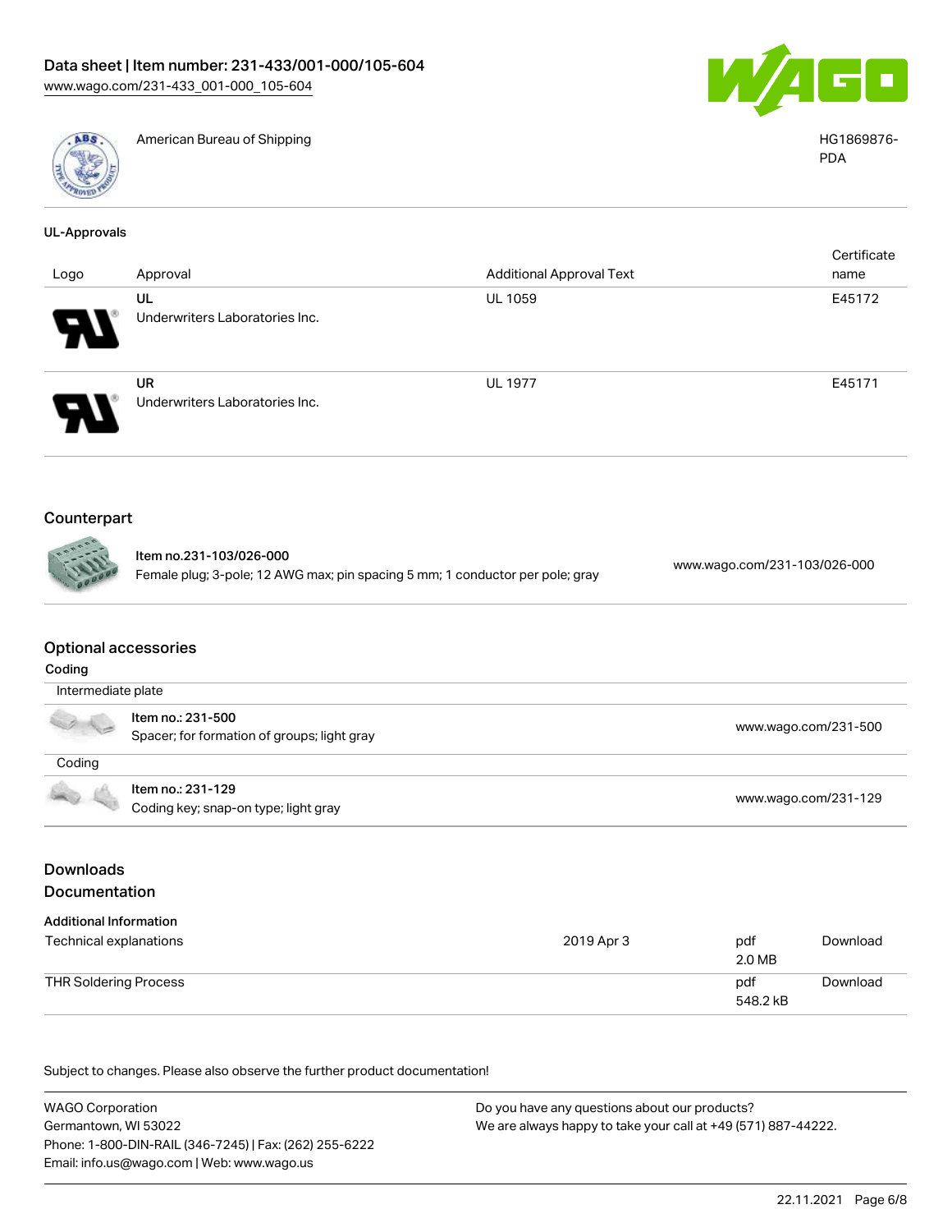| | American Bureau of Shipping | HG1869876-PDA |
|---|---|---|

**UL-Approvals**

| Logo | Approval | Additional Approval Text | Certificate name |
|---|---|---|---|
| | UL<br>Underwriters Laboratories Inc. | UL 1059 | E45172 |
| | UR<br>Underwriters Laboratories Inc. | UL 1977 | E45171 |

## Counterpart

| | |
|---|---|
| **Item no.231-103/026-000**<br>Female plug; 3-pole; 12 AWG max; pin spacing 5 mm; 1 conductor per pole; gray | www.wago.com/231-103/026-000 |

## Optional accessories

**Coding**

Intermediate plate

| | |
|---|---|
| **Item no.: 231-500**<br>Spacer; for formation of groups; light gray | www.wago.com/231-500 |

Coding

| | |
|---|---|
| **Item no.: 231-129**<br>Coding key; snap-on type; light gray | www.wago.com/231-129 |

## Downloads

## Documentation

**Additional Information**

| | | | |
|---|---|---|---|
| Technical explanations | 2019 Apr 3 | pdf<br>2.0 MB | Download |
| THR Soldering Process | | pdf<br>548.2 kB | Download |

Subject to changes. Please also observe the further product documentation!

WAGO Corporation
Germantown, WI 53022
Phone: 1-800-DIN-RAIL (346-7245) | Fax: (262) 255-6222
Email: info.us@wago.com | Web: www.wago.us

Do you have any questions about our products?
We are always happy to take your call at +49 (571) 887-44222.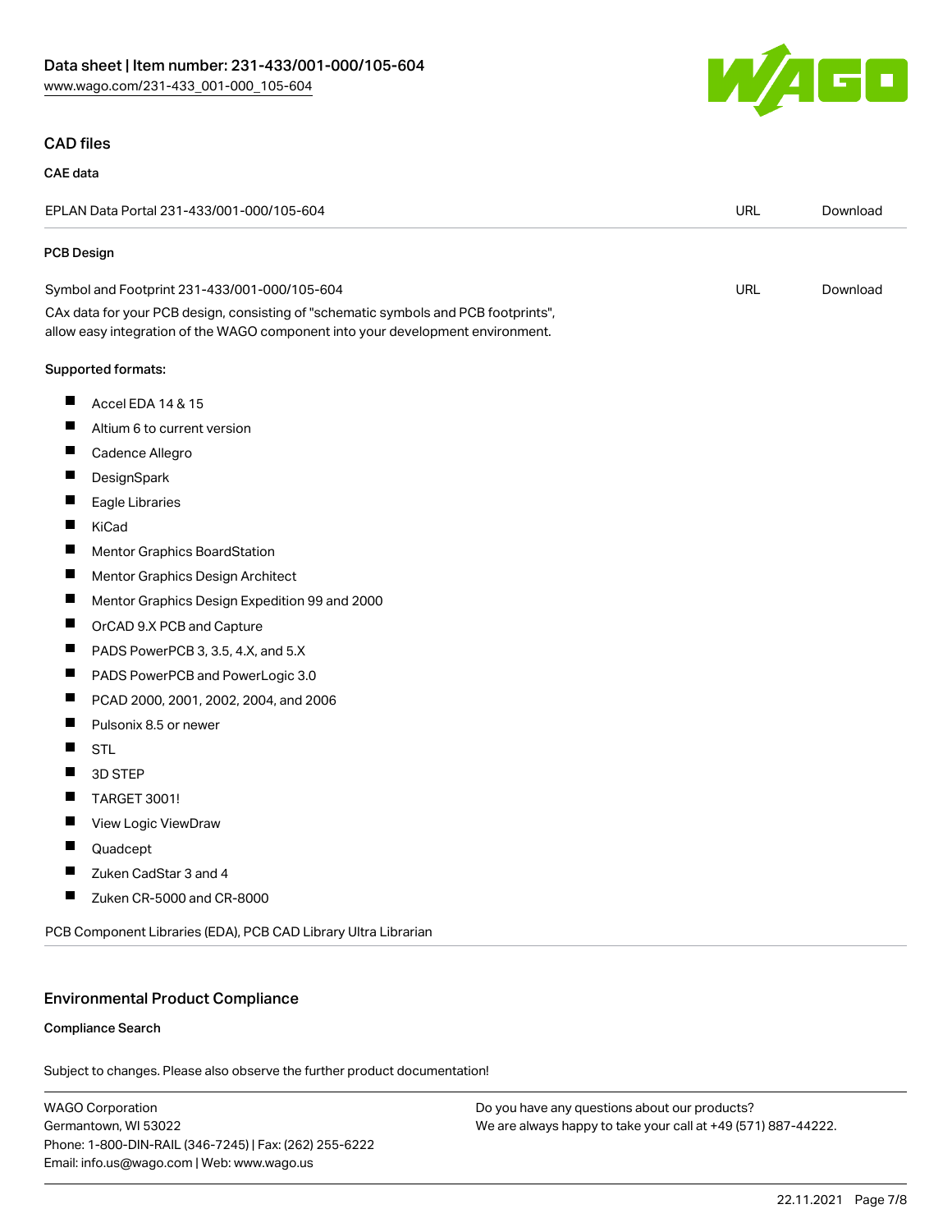## CAD files

### CAE data

| EPLAN Data Portal 231-433/001-000/105-604 | URL | Download |
|---|---|---|

### PCB Design

| Symbol and Footprint 231-433/001-000/105-604 | URL | Download |
|---|---|---|

CAx data for your PCB design, consisting of "schematic symbols and PCB footprints", allow easy integration of the WAGO component into your development environment.

Supported formats:

- Accel EDA 14 & 15
- Altium 6 to current version
- Cadence Allegro
- DesignSpark
- Eagle Libraries
- KiCad
- Mentor Graphics BoardStation
- Mentor Graphics Design Architect
- Mentor Graphics Design Expedition 99 and 2000
- OrCAD 9.X PCB and Capture
- PADS PowerPCB 3, 3.5, 4.X, and 5.X
- PADS PowerPCB and PowerLogic 3.0
- PCAD 2000, 2001, 2002, 2004, and 2006
- Pulsonix 8.5 or newer
- STL
- 3D STEP
- TARGET 3001!
- View Logic ViewDraw
- Quadcept
- Zuken CadStar 3 and 4
- Zuken CR-5000 and CR-8000

PCB Component Libraries (EDA), PCB CAD Library Ultra Librarian

## Environmental Product Compliance

### Compliance Search

Subject to changes. Please also observe the further product documentation!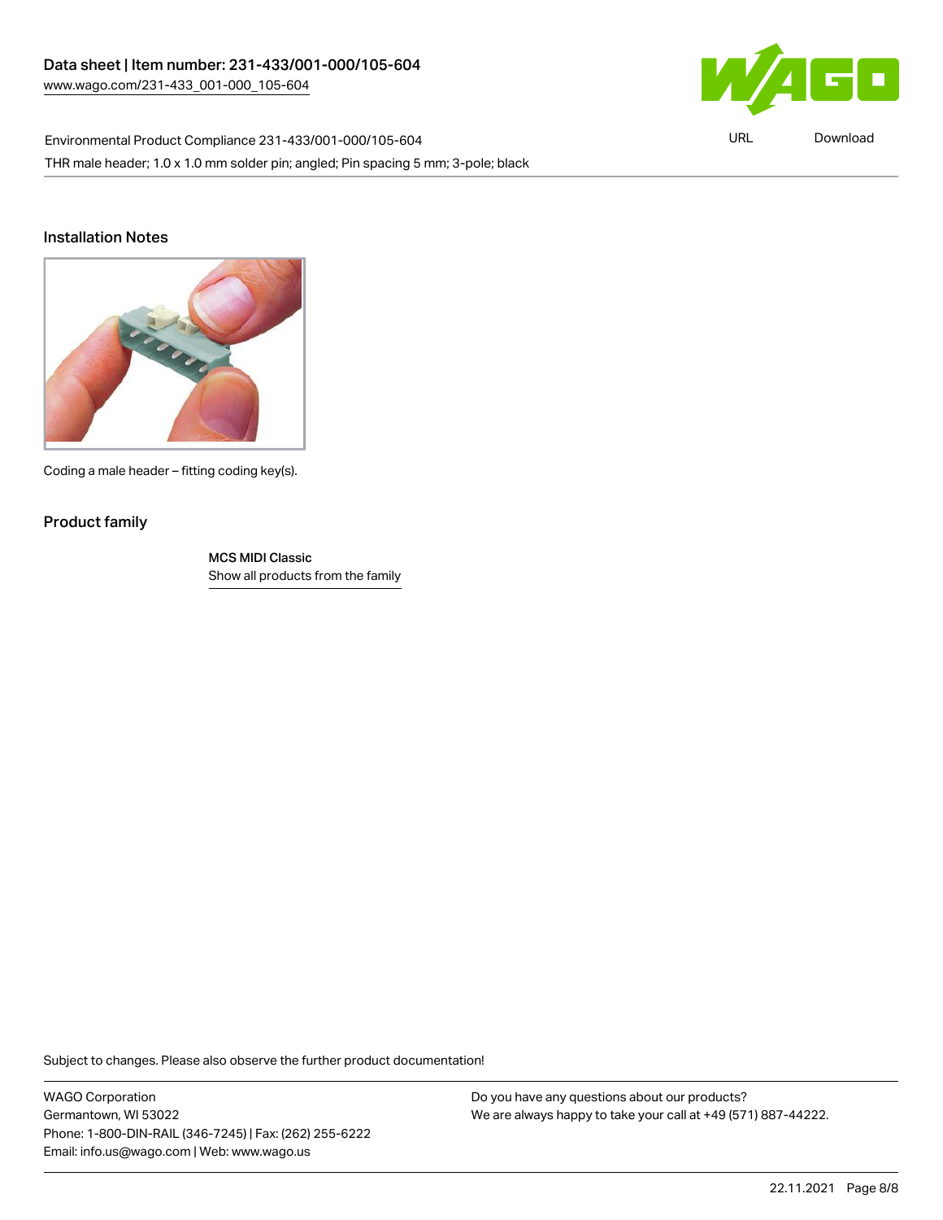## Installation Notes

Coding a male header – fitting coding key(s).

## Product family

MCS MIDI Classic
Show all products from the family

Subject to changes. Please also observe the further product documentation!

WAGO Corporation
Germantown, WI 53022
Phone: 1-800-DIN-RAIL (346-7245) | Fax: (262) 255-6222
Email: info.us@wago.com | Web: www.wago.us

Do you have any questions about our products?
We are always happy to take your call at +49 (571) 887-44222.